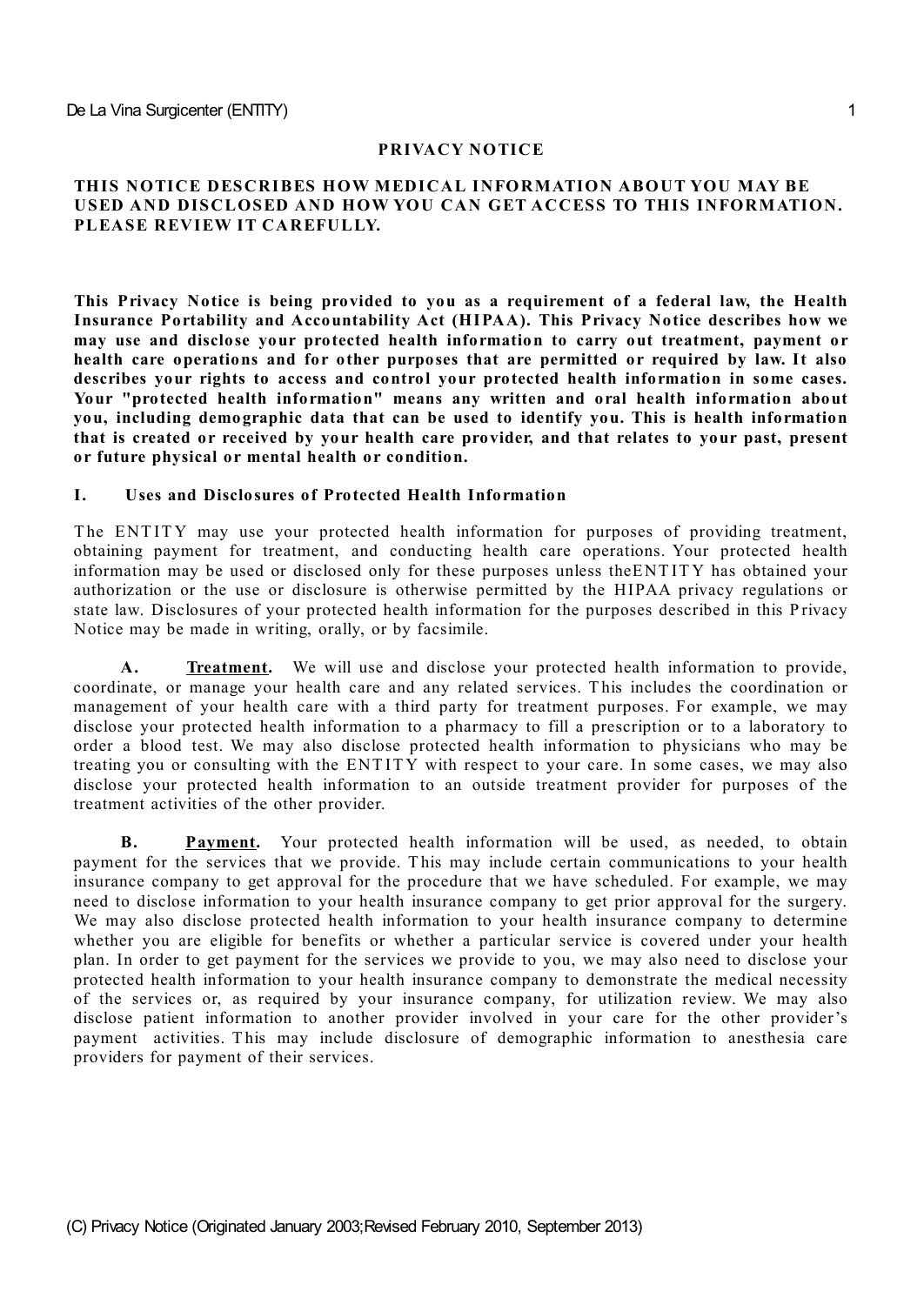# PRIVACY NOTICE

**THIS NOTICE DESCRIBES HOW MEDICAL INFORMATION ABOUT YOU MAY BE USED AND DISCLOSED AND HOW YOU CAN GET ACCESS TO THIS INFORMATION. PLEASE REVIEW IT CAREFULLY.**

**This Privacy Notice is being provided to you as a requirement of a federal law, the Health Insurance Portability and Accountability Act (HIPAA). This Privacy Notice describes how we may use and disclose your protected health information to carry out treatment, payment or health care operations and for other purposes that are permitted or required by law. It also describes your rights to access and control your protected health information in some cases. Your "protected health information" means any written and oral health information about you, including demographic data that can be used to identify you. This is health information that is created or received by your health care provider, and that relates to your past, present or future physical or mental health or condition.**

## I. Uses and Disclosures of Protected Health Information

The ENTITY may use your protected health information for purposes of providing treatment, obtaining payment for treatment, and conducting health care operations. Your protected health information may be used or disclosed only for these purposes unless theENTITY has obtained your authorization or the use or disclosure is otherwise permitted by the HIPAA privacy regulations or state law. Disclosures of your protected health information for the purposes described in this Privacy Notice may be made in writing, orally, or by facsimile.

**A. Treatment.** We will use and disclose your protected health information to provide, coordinate, or manage your health care and any related services. This includes the coordination or management of your health care with a third party for treatment purposes. For example, we may disclose your protected health information to a pharmacy to fill a prescription or to a laboratory to order a blood test. We may also disclose protected health information to physicians who may be treating you or consulting with the ENTITY with respect to your care. In some cases, we may also disclose your protected health information to an outside treatment provider for purposes of the treatment activities of the other provider.

**B. Payment.** Your protected health information will be used, as needed, to obtain payment for the services that we provide. This may include certain communications to your health insurance company to get approval for the procedure that we have scheduled. For example, we may need to disclose information to your health insurance company to get prior approval for the surgery. We may also disclose protected health information to your health insurance company to determine whether you are eligible for benefits or whether a particular service is covered under your health plan. In order to get payment for the services we provide to you, we may also need to disclose your protected health information to your health insurance company to demonstrate the medical necessity of the services or, as required by your insurance company, for utilization review. We may also disclose patient information to another provider involved in your care for the other provider's payment activities. This may include disclosure of demographic information to anesthesia care providers for payment of their services.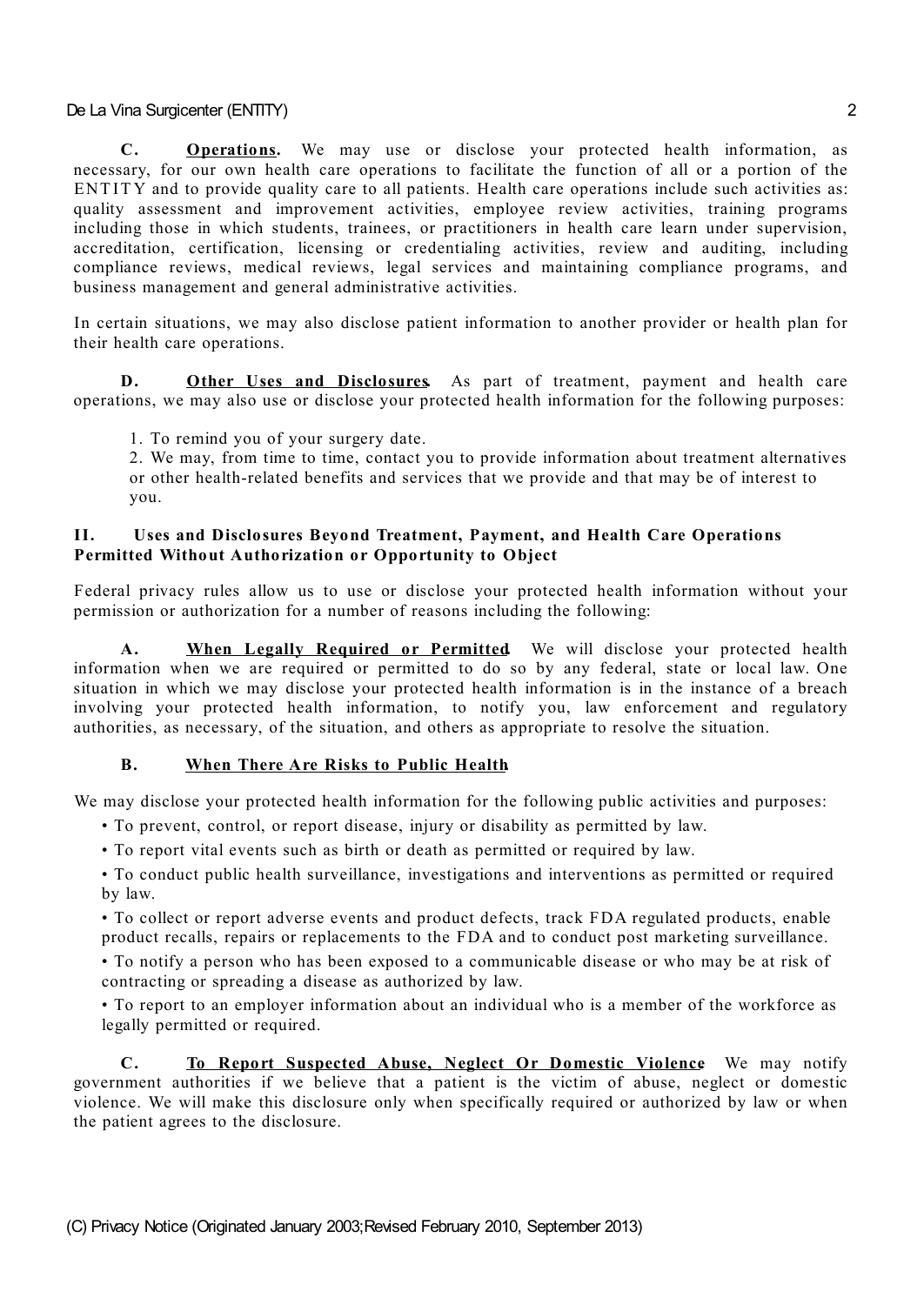**C. Operations.** We may use or disclose your protected health information, as necessary, for our own health care operations to facilitate the function of all or a portion of the ENTITY and to provide quality care to all patients. Health care operations include such activities as: quality assessment and improvement activities, employee review activities, training programs including those in which students, trainees, or practitioners in health care learn under supervision, accreditation, certification, licensing or credentialing activities, review and auditing, including compliance reviews, medical reviews, legal services and maintaining compliance programs, and business management and general administrative activities.

In certain situations, we may also disclose patient information to another provider or health plan for their health care operations.

**D. Other Uses and Disclosures.** As part of treatment, payment and health care operations, we may also use or disclose your protected health information for the following purposes:

1. To remind you of your surgery date.
2. We may, from time to time, contact you to provide information about treatment alternatives or other health-related benefits and services that we provide and that may be of interest to you.

## II. Uses and Disclosures Beyond Treatment, Payment, and Health Care Operations Permitted Without Authorization or Opportunity to Object

Federal privacy rules allow us to use or disclose your protected health information without your permission or authorization for a number of reasons including the following:

**A. When Legally Required or Permitted.** We will disclose your protected health information when we are required or permitted to do so by any federal, state or local law. One situation in which we may disclose your protected health information is in the instance of a breach involving your protected health information, to notify you, law enforcement and regulatory authorities, as necessary, of the situation, and others as appropriate to resolve the situation.

**B. When There Are Risks to Public Health.**

We may disclose your protected health information for the following public activities and purposes:

- To prevent, control, or report disease, injury or disability as permitted by law.
- To report vital events such as birth or death as permitted or required by law.
- To conduct public health surveillance, investigations and interventions as permitted or required by law.
- To collect or report adverse events and product defects, track FDA regulated products, enable product recalls, repairs or replacements to the FDA and to conduct post marketing surveillance.
- To notify a person who has been exposed to a communicable disease or who may be at risk of contracting or spreading a disease as authorized by law.
- To report to an employer information about an individual who is a member of the workforce as legally permitted or required.

**C. To Report Suspected Abuse, Neglect Or Domestic Violence.** We may notify government authorities if we believe that a patient is the victim of abuse, neglect or domestic violence. We will make this disclosure only when specifically required or authorized by law or when the patient agrees to the disclosure.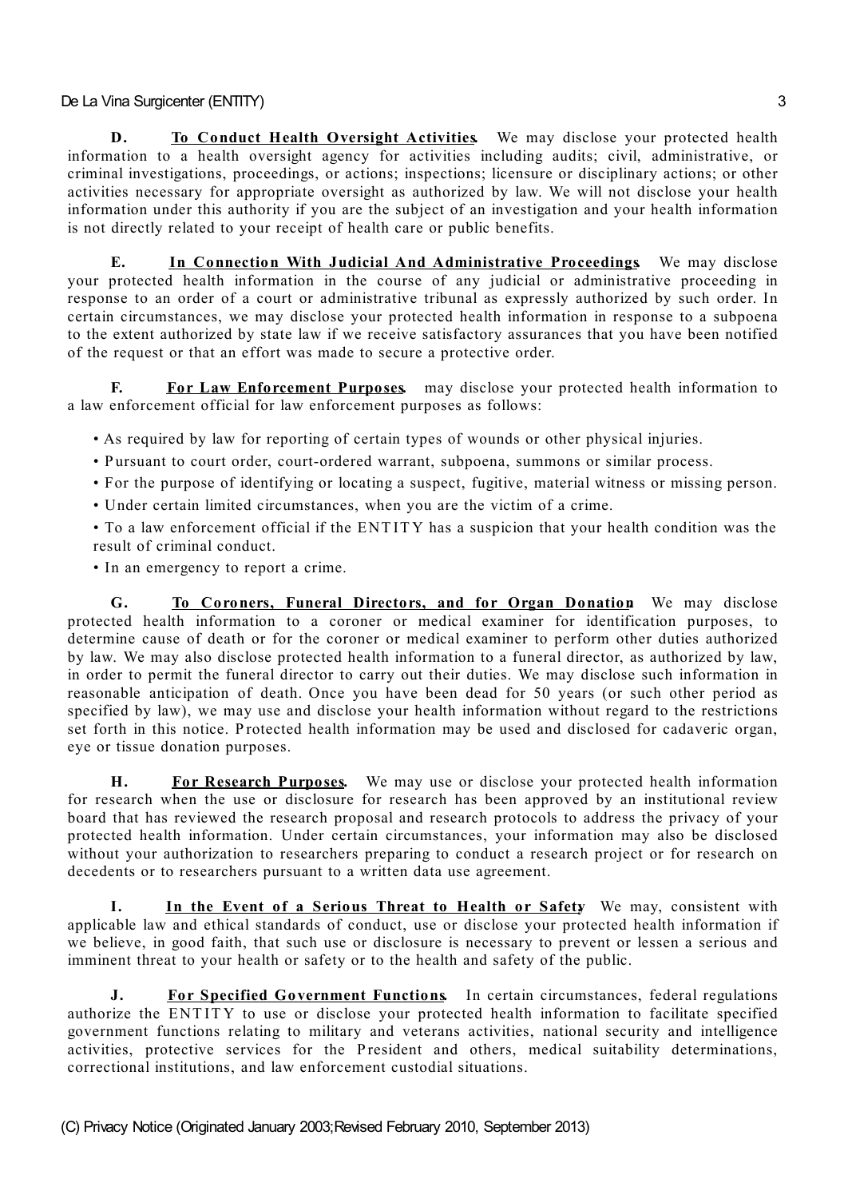**D.** **To Conduct Health Oversight Activities.** We may disclose your protected health information to a health oversight agency for activities including audits; civil, administrative, or criminal investigations, proceedings, or actions; inspections; licensure or disciplinary actions; or other activities necessary for appropriate oversight as authorized by law. We will not disclose your health information under this authority if you are the subject of an investigation and your health information is not directly related to your receipt of health care or public benefits.

**E.** **In Connection With Judicial And Administrative Proceedings.** We may disclose your protected health information in the course of any judicial or administrative proceeding in response to an order of a court or administrative tribunal as expressly authorized by such order. In certain circumstances, we may disclose your protected health information in response to a subpoena to the extent authorized by state law if we receive satisfactory assurances that you have been notified of the request or that an effort was made to secure a protective order.

**F.** **For Law Enforcement Purposes.** may disclose your protected health information to a law enforcement official for law enforcement purposes as follows:

- As required by law for reporting of certain types of wounds or other physical injuries.
- Pursuant to court order, court-ordered warrant, subpoena, summons or similar process.
- For the purpose of identifying or locating a suspect, fugitive, material witness or missing person.
- Under certain limited circumstances, when you are the victim of a crime.
- To a law enforcement official if the ENTITY has a suspicion that your health condition was the result of criminal conduct.
- In an emergency to report a crime.

**G.** **To Coroners, Funeral Directors, and for Organ Donation.** We may disclose protected health information to a coroner or medical examiner for identification purposes, to determine cause of death or for the coroner or medical examiner to perform other duties authorized by law. We may also disclose protected health information to a funeral director, as authorized by law, in order to permit the funeral director to carry out their duties. We may disclose such information in reasonable anticipation of death. Once you have been dead for 50 years (or such other period as specified by law), we may use and disclose your health information without regard to the restrictions set forth in this notice. Protected health information may be used and disclosed for cadaveric organ, eye or tissue donation purposes.

**H.** **For Research Purposes.** We may use or disclose your protected health information for research when the use or disclosure for research has been approved by an institutional review board that has reviewed the research proposal and research protocols to address the privacy of your protected health information. Under certain circumstances, your information may also be disclosed without your authorization to researchers preparing to conduct a research project or for research on decedents or to researchers pursuant to a written data use agreement.

**I.** **In the Event of a Serious Threat to Health or Safety.** We may, consistent with applicable law and ethical standards of conduct, use or disclose your protected health information if we believe, in good faith, that such use or disclosure is necessary to prevent or lessen a serious and imminent threat to your health or safety or to the health and safety of the public.

**J.** **For Specified Government Functions.** In certain circumstances, federal regulations authorize the ENTITY to use or disclose your protected health information to facilitate specified government functions relating to military and veterans activities, national security and intelligence activities, protective services for the President and others, medical suitability determinations, correctional institutions, and law enforcement custodial situations.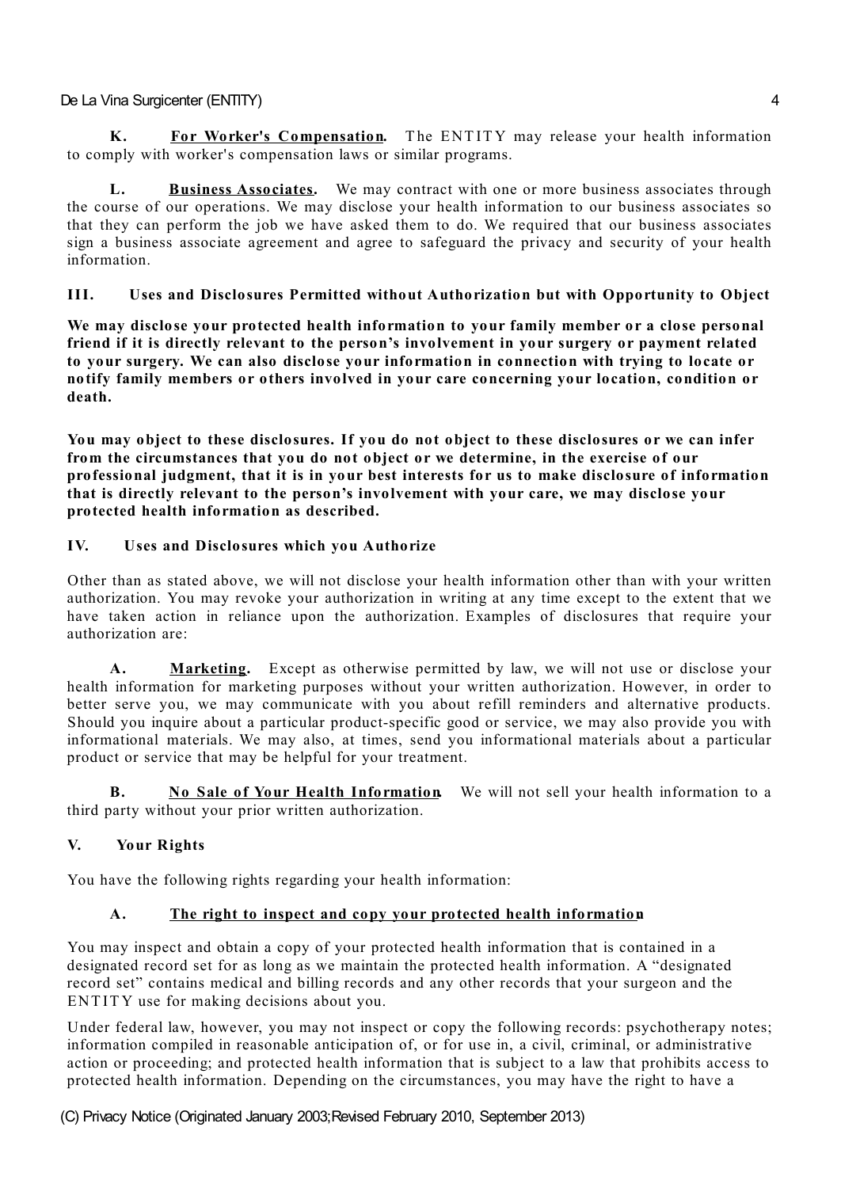**K. For Worker's Compensation.** The ENTITY may release your health information to comply with worker's compensation laws or similar programs.

**L. Business Associates.** We may contract with one or more business associates through the course of our operations. We may disclose your health information to our business associates so that they can perform the job we have asked them to do. We required that our business associates sign a business associate agreement and agree to safeguard the privacy and security of your health information.

## III. Uses and Disclosures Permitted without Authorization but with Opportunity to Object

**We may disclose your protected health information to your family member or a close personal friend if it is directly relevant to the person's involvement in your surgery or payment related to your surgery. We can also disclose your information in connection with trying to locate or notify family members or others involved in your care concerning your location, condition or death.**

**You may object to these disclosures. If you do not object to these disclosures or we can infer from the circumstances that you do not object or we determine, in the exercise of our professional judgment, that it is in your best interests for us to make disclosure of information that is directly relevant to the person's involvement with your care, we may disclose your protected health information as described.**

## IV. Uses and Disclosures which you Authorize

Other than as stated above, we will not disclose your health information other than with your written authorization. You may revoke your authorization in writing at any time except to the extent that we have taken action in reliance upon the authorization. Examples of disclosures that require your authorization are:

**A. Marketing.** Except as otherwise permitted by law, we will not use or disclose your health information for marketing purposes without your written authorization. However, in order to better serve you, we may communicate with you about refill reminders and alternative products. Should you inquire about a particular product-specific good or service, we may also provide you with informational materials. We may also, at times, send you informational materials about a particular product or service that may be helpful for your treatment.

**B. No Sale of Your Health Information.** We will not sell your health information to a third party without your prior written authorization.

## V. Your Rights

You have the following rights regarding your health information:

### A. The right to inspect and copy your protected health information

You may inspect and obtain a copy of your protected health information that is contained in a designated record set for as long as we maintain the protected health information. A "designated record set" contains medical and billing records and any other records that your surgeon and the ENTITY use for making decisions about you.

Under federal law, however, you may not inspect or copy the following records: psychotherapy notes; information compiled in reasonable anticipation of, or for use in, a civil, criminal, or administrative action or proceeding; and protected health information that is subject to a law that prohibits access to protected health information. Depending on the circumstances, you may have the right to have a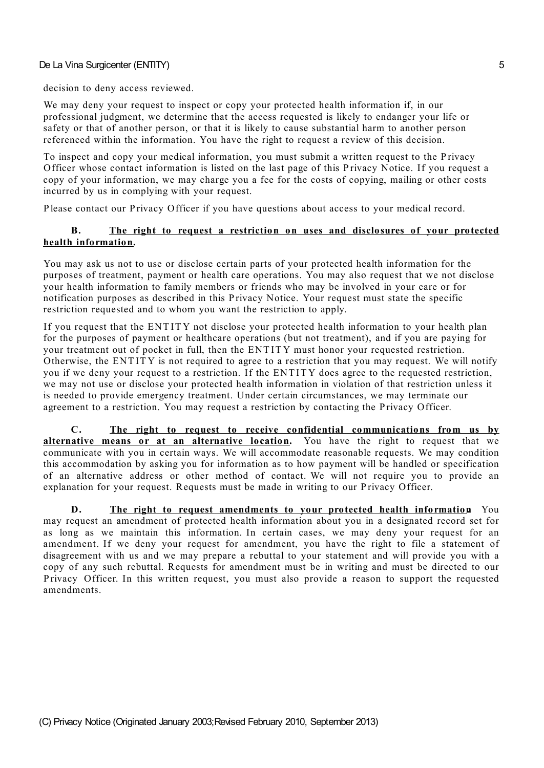decision to deny access reviewed.

We may deny your request to inspect or copy your protected health information if, in our professional judgment, we determine that the access requested is likely to endanger your life or safety or that of another person, or that it is likely to cause substantial harm to another person referenced within the information. You have the right to request a review of this decision.

To inspect and copy your medical information, you must submit a written request to the Privacy Officer whose contact information is listed on the last page of this Privacy Notice. If you request a copy of your information, we may charge you a fee for the costs of copying, mailing or other costs incurred by us in complying with your request.

Please contact our Privacy Officer if you have questions about access to your medical record.

**B. <u>The right to request a restriction on uses and disclosures of your protected health information</u>.**

You may ask us not to use or disclose certain parts of your protected health information for the purposes of treatment, payment or health care operations. You may also request that we not disclose your health information to family members or friends who may be involved in your care or for notification purposes as described in this Privacy Notice. Your request must state the specific restriction requested and to whom you want the restriction to apply.

If you request that the ENTITY not disclose your protected health information to your health plan for the purposes of payment or healthcare operations (but not treatment), and if you are paying for your treatment out of pocket in full, then the ENTITY must honor your requested restriction. Otherwise, the ENTITY is not required to agree to a restriction that you may request. We will notify you if we deny your request to a restriction. If the ENTITY does agree to the requested restriction, we may not use or disclose your protected health information in violation of that restriction unless it is needed to provide emergency treatment. Under certain circumstances, we may terminate our agreement to a restriction. You may request a restriction by contacting the Privacy Officer.

**C. <u>The right to request to receive confidential communications from us by alternative means or at an alternative location</u>.** You have the right to request that we communicate with you in certain ways. We will accommodate reasonable requests. We may condition this accommodation by asking you for information as to how payment will be handled or specification of an alternative address or other method of contact. We will not require you to provide an explanation for your request. Requests must be made in writing to our Privacy Officer.

**D. <u>The right to request amendments to your protected health information</u>.** You may request an amendment of protected health information about you in a designated record set for as long as we maintain this information. In certain cases, we may deny your request for an amendment. If we deny your request for amendment, you have the right to file a statement of disagreement with us and we may prepare a rebuttal to your statement and will provide you with a copy of any such rebuttal. Requests for amendment must be in writing and must be directed to our Privacy Officer. In this written request, you must also provide a reason to support the requested amendments.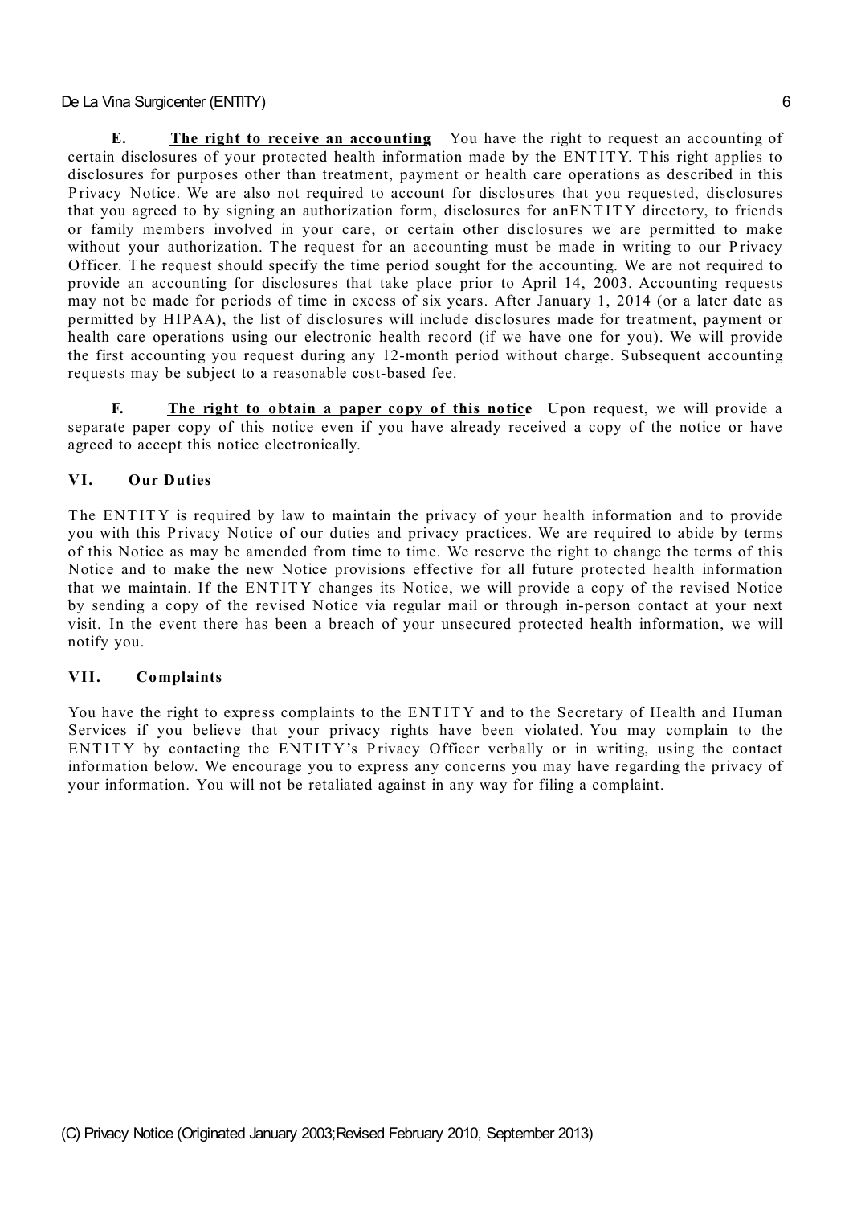**E. The right to receive an accounting** You have the right to request an accounting of certain disclosures of your protected health information made by the ENTITY. This right applies to disclosures for purposes other than treatment, payment or health care operations as described in this Privacy Notice. We are also not required to account for disclosures that you requested, disclosures that you agreed to by signing an authorization form, disclosures for anENTITY directory, to friends or family members involved in your care, or certain other disclosures we are permitted to make without your authorization. The request for an accounting must be made in writing to our Privacy Officer. The request should specify the time period sought for the accounting. We are not required to provide an accounting for disclosures that take place prior to April 14, 2003. Accounting requests may not be made for periods of time in excess of six years. After January 1, 2014 (or a later date as permitted by HIPAA), the list of disclosures will include disclosures made for treatment, payment or health care operations using our electronic health record (if we have one for you). We will provide the first accounting you request during any 12-month period without charge. Subsequent accounting requests may be subject to a reasonable cost-based fee.

**F. The right to obtain a paper copy of this notice** Upon request, we will provide a separate paper copy of this notice even if you have already received a copy of the notice or have agreed to accept this notice electronically.

## VI. Our Duties

The ENTITY is required by law to maintain the privacy of your health information and to provide you with this Privacy Notice of our duties and privacy practices. We are required to abide by terms of this Notice as may be amended from time to time. We reserve the right to change the terms of this Notice and to make the new Notice provisions effective for all future protected health information that we maintain. If the ENTITY changes its Notice, we will provide a copy of the revised Notice by sending a copy of the revised Notice via regular mail or through in-person contact at your next visit. In the event there has been a breach of your unsecured protected health information, we will notify you.

## VII. Complaints

You have the right to express complaints to the ENTITY and to the Secretary of Health and Human Services if you believe that your privacy rights have been violated. You may complain to the ENTITY by contacting the ENTITY's Privacy Officer verbally or in writing, using the contact information below. We encourage you to express any concerns you may have regarding the privacy of your information. You will not be retaliated against in any way for filing a complaint.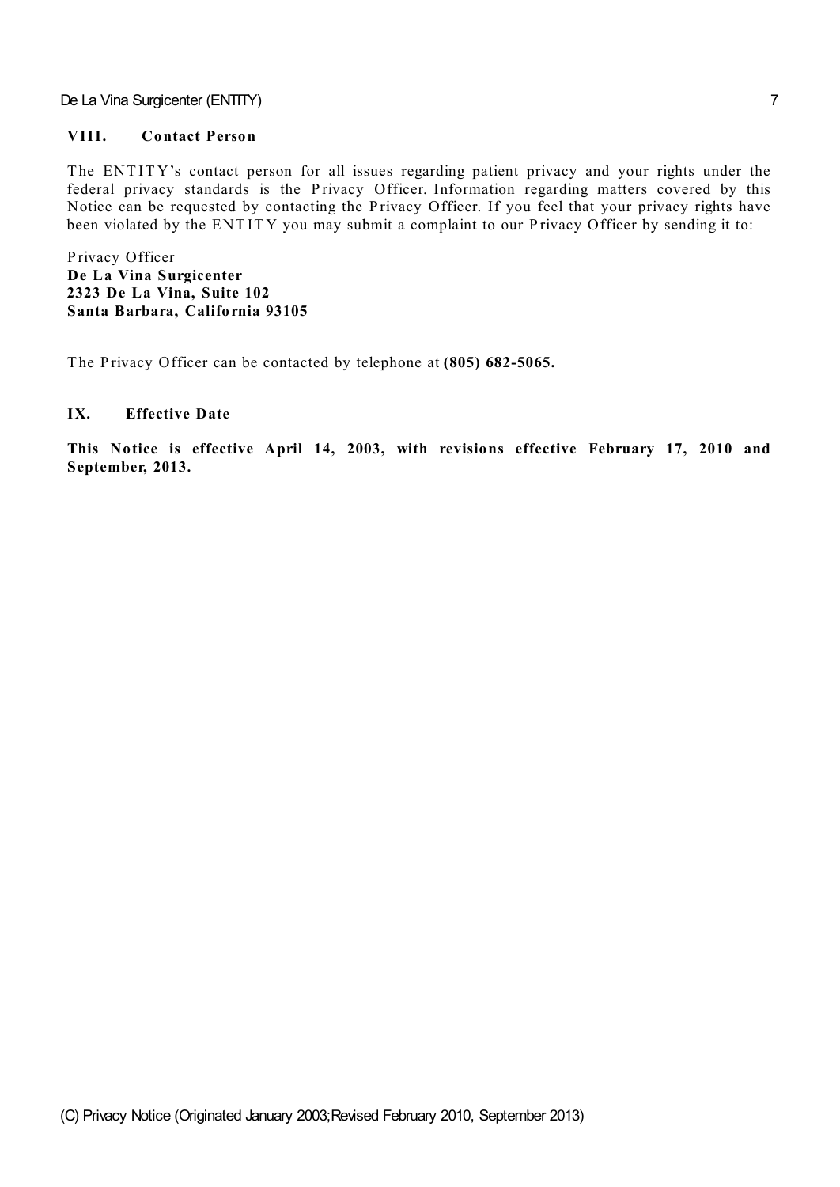## VIII. Contact Person

The ENTITY's contact person for all issues regarding patient privacy and your rights under the federal privacy standards is the Privacy Officer. Information regarding matters covered by this Notice can be requested by contacting the Privacy Officer. If you feel that your privacy rights have been violated by the ENTITY you may submit a complaint to our Privacy Officer by sending it to:

Privacy Officer
**De La Vina Surgicenter**
**2323 De La Vina, Suite 102**
**Santa Barbara, California 93105**

The Privacy Officer can be contacted by telephone at **(805) 682-5065.**

## IX. Effective Date

**This Notice is effective April 14, 2003, with revisions effective February 17, 2010 and September, 2013.**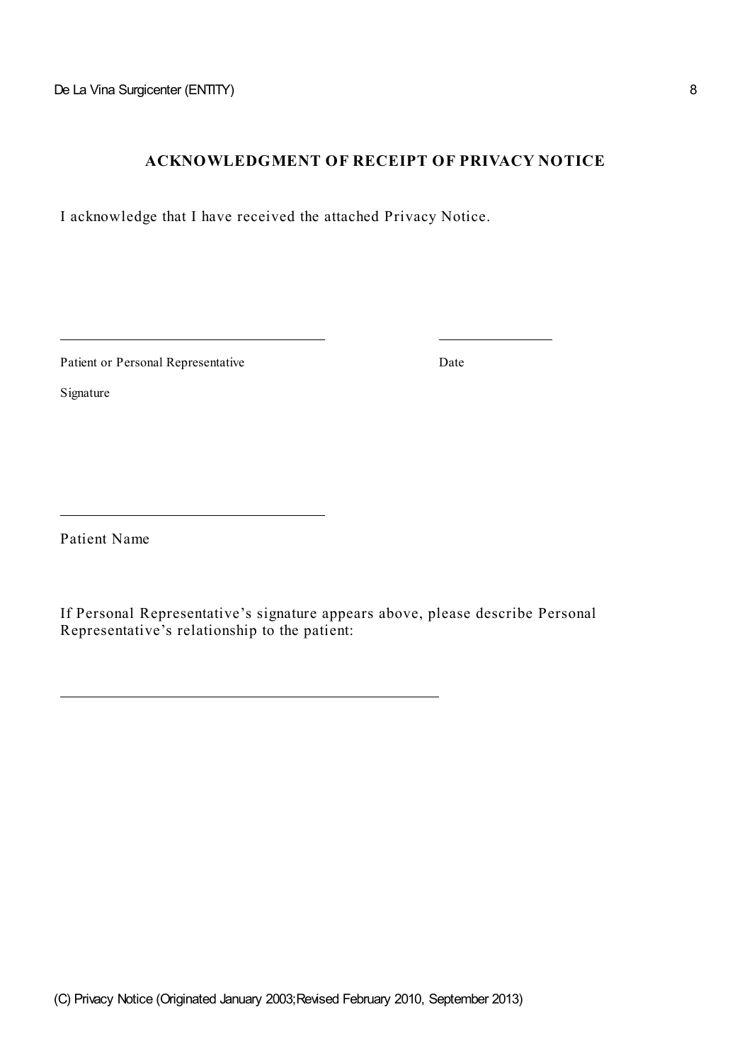## ACKNOWLEDGMENT OF RECEIPT OF PRIVACY NOTICE

I acknowledge that I have received the attached Privacy Notice.

\_\_\_\_\_\_\_\_\_\_\_\_\_\_\_\_\_\_\_\_\_\_\_\_\_\_\_\_\_\_\_\_\_\_\_\_ \_\_\_\_\_\_\_\_\_\_\_\_\_\_\_\_

Patient or Personal Representative Signature | Date

\_\_\_\_\_\_\_\_\_\_\_\_\_\_\_\_\_\_\_\_\_\_\_\_\_\_\_\_\_\_\_\_\_\_\_\_

Patient Name

If Personal Representative's signature appears above, please describe Personal Representative's relationship to the patient:

\_\_\_\_\_\_\_\_\_\_\_\_\_\_\_\_\_\_\_\_\_\_\_\_\_\_\_\_\_\_\_\_\_\_\_\_\_\_\_\_\_\_\_\_\_\_\_\_

(C) Privacy Notice (Originated January 2003; Revised February 2010, September 2013)